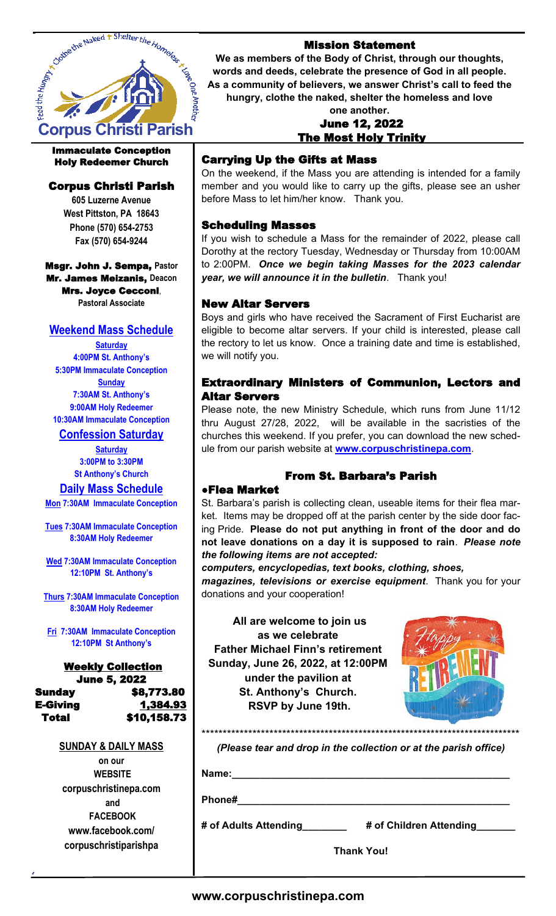Feed the Hungry + Clothe the Naked + Shelter the Homeless + Love One Another

**Corpus Christi Parish**

**Immaculate Conception**
**Holy Redeemer Church**

## Corpus Christi Parish

**605 Luzerne Avenue**
**West Pittston, PA 18643**
**Phone (570) 654-2753**
**Fax (570) 654-9244**

**Msgr. John J. Sempa,** Pastor
**Mr. James Meizanis,** Deacon
**Mrs. Joyce Cecconi**, Pastoral Associate

### Weekend Mass Schedule

**Saturday**
4:00PM St. Anthony's
5:30PM Immaculate Conception

**Sunday**
7:30AM St. Anthony's
9:00AM Holy Redeemer
10:30AM Immaculate Conception

### Confession Saturday

**Saturday**
3:00PM to 3:30PM
St Anthony's Church

### Daily Mass Schedule

**Mon** 7:30AM Immaculate Conception

**Tues** 7:30AM Immaculate Conception
8:30AM Holy Redeemer

**Wed** 7:30AM Immaculate Conception
12:10PM St. Anthony's

**Thurs** 7:30AM Immaculate Conception
8:30AM Holy Redeemer

**Fri** 7:30AM Immaculate Conception
12:10PM St Anthony's

### Weekly Collection
**June 5, 2022**

| | |
|---|---|
| Sunday | $8,773.80 |
| E-Giving | 1,384.93 |
| Total | $10,158.73 |

**SUNDAY & DAILY MASS**
on our
**WEBSITE**
corpuschristinepa.com
and
**FACEBOOK**
www.facebook.com/corpuschristiparishpa

## Mission Statement

**We as members of the Body of Christ, through our thoughts, words and deeds, celebrate the presence of God in all people. As a community of believers, we answer Christ's call to feed the hungry, clothe the naked, shelter the homeless and love one another.**

**June 12, 2022**
**The Most Holy Trinity**

### Carrying Up the Gifts at Mass

On the weekend, if the Mass you are attending is intended for a family member and you would like to carry up the gifts, please see an usher before Mass to let him/her know. Thank you.

### Scheduling Masses

If you wish to schedule a Mass for the remainder of 2022, please call Dorothy at the rectory Tuesday, Wednesday or Thursday from 10:00AM to 2:00PM. ***Once we begin taking Masses for the 2023 calendar year, we will announce it in the bulletin***. Thank you!

### New Altar Servers

Boys and girls who have received the Sacrament of First Eucharist are eligible to become altar servers. If your child is interested, please call the rectory to let us know. Once a training date and time is established, we will notify you.

### Extraordinary Ministers of Communion, Lectors and Altar Servers

Please note, the new Ministry Schedule, which runs from June 11/12 thru August 27/28, 2022, will be available in the sacristies of the churches this weekend. If you prefer, you can download the new schedule from our parish website at **www.corpuschristinepa.com**.

### From St. Barbara's Parish

**•Flea Market**

St. Barbara's parish is collecting clean, useable items for their flea market. Items may be dropped off at the parish center by the side door facing Pride. **Please do not put anything in front of the door and do not leave donations on a day it is supposed to rain**. ***Please note the following items are not accepted:***
***computers, encyclopedias, text books, clothing, shoes, magazines, televisions or exercise equipment***. Thank you for your donations and your cooperation!

**All are welcome to join us as we celebrate Father Michael Finn's retirement Sunday, June 26, 2022, at 12:00PM under the pavilion at St. Anthony's Church. RSVP by June 19th.**

Happy RETIREMENT

*****************************************************************************

*(Please tear and drop in the collection or at the parish office)*

**Name:**_______________________________________________

**Phone#**_______________________________________________

**# of Adults Attending**________ **# of Children Attending**_______

**Thank You!**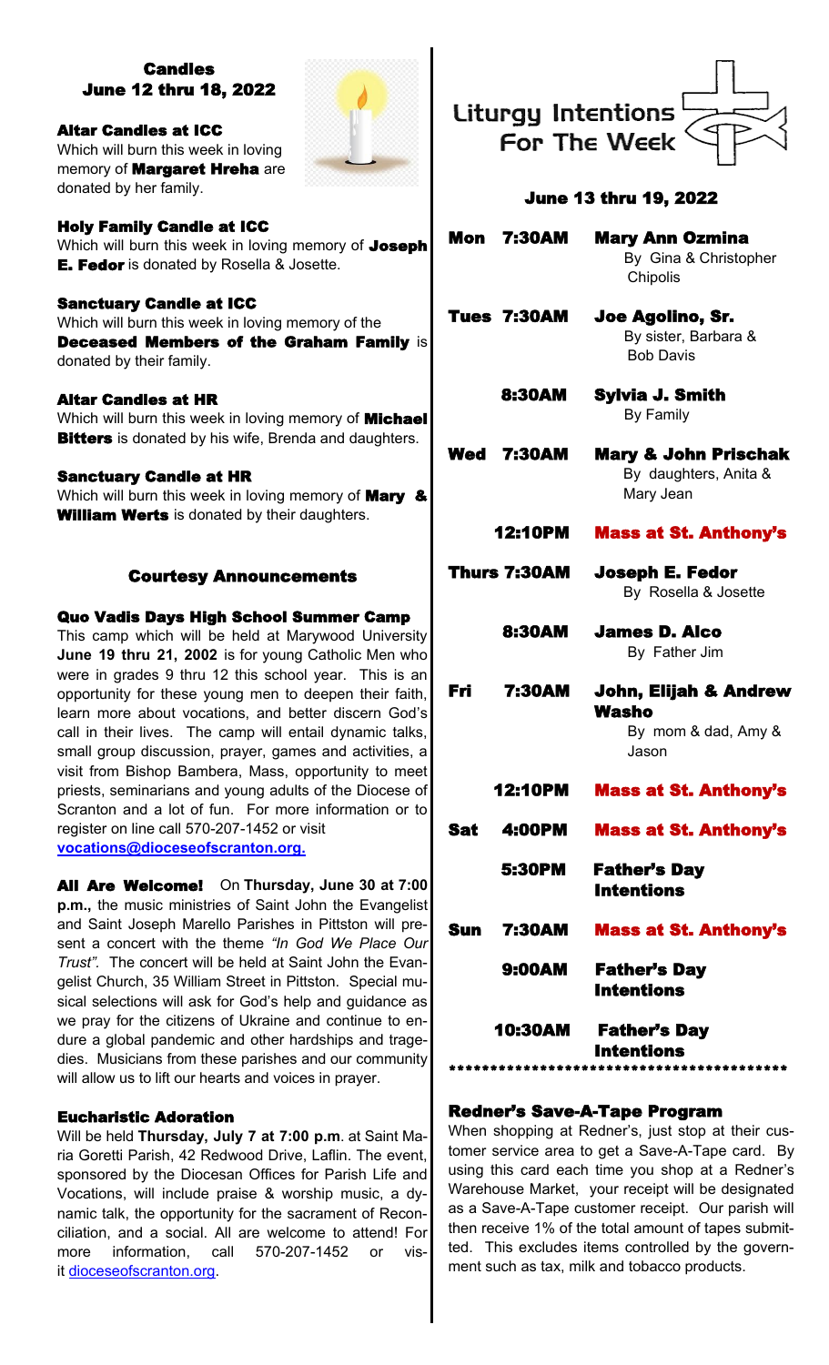## Candles
### June 12 thru 18, 2022

**Altar Candles at ICC**
Which will burn this week in loving memory of **Margaret Hreha** are donated by her family.

**Holy Family Candle at ICC**
Which will burn this week in loving memory of **Joseph E. Fedor** is donated by Rosella & Josette.

**Sanctuary Candle at ICC**
Which will burn this week in loving memory of the **Deceased Members of the Graham Family** is donated by their family.

**Altar Candles at HR**
Which will burn this week in loving memory of **Michael Bitters** is donated by his wife, Brenda and daughters.

**Sanctuary Candle at HR**
Which will burn this week in loving memory of **Mary & William Werts** is donated by their daughters.

## Courtesy Announcements

**Quo Vadis Days High School Summer Camp**
This camp which will be held at Marywood University **June 19 thru 21, 2002** is for young Catholic Men who were in grades 9 thru 12 this school year. This is an opportunity for these young men to deepen their faith, learn more about vocations, and better discern God's call in their lives. The camp will entail dynamic talks, small group discussion, prayer, games and activities, a visit from Bishop Bambera, Mass, opportunity to meet priests, seminarians and young adults of the Diocese of Scranton and a lot of fun. For more information or to register on line call 570-207-1452 or visit **vocations@dioceseofscranton.org.**

**All Are Welcome!** On **Thursday, June 30 at 7:00 p.m.,** the music ministries of Saint John the Evangelist and Saint Joseph Marello Parishes in Pittston will present a concert with the theme *"In God We Place Our Trust"*. The concert will be held at Saint John the Evangelist Church, 35 William Street in Pittston. Special musical selections will ask for God's help and guidance as we pray for the citizens of Ukraine and continue to endure a global pandemic and other hardships and tragedies. Musicians from these parishes and our community will allow us to lift our hearts and voices in prayer.

**Eucharistic Adoration**
Will be held **Thursday, July 7 at 7:00 p.m**. at Saint Maria Goretti Parish, 42 Redwood Drive, Laflin. The event, sponsored by the Diocesan Offices for Parish Life and Vocations, will include praise & worship music, a dynamic talk, the opportunity for the sacrament of Reconciliation, and a social. All are welcome to attend! For more information, call 570-207-1452 or visit dioceseofscranton.org.

## Liturgy Intentions For The Week
### June 13 thru 19, 2022

| | | |
|---|---|---|
| **Mon** | **7:30AM** | **Mary Ann Ozmina**<br>By Gina & Christopher Chipolis |
| **Tues** | **7:30AM** | **Joe Agolino, Sr.**<br>By sister, Barbara & Bob Davis |
| | **8:30AM** | **Sylvia J. Smith**<br>By Family |
| **Wed** | **7:30AM** | **Mary & John Prischak**<br>By daughters, Anita & Mary Jean |
| | **12:10PM** | **Mass at St. Anthony's** |
| **Thurs** | **7:30AM** | **Joseph E. Fedor**<br>By Rosella & Josette |
| | **8:30AM** | **James D. Alco**<br>By Father Jim |
| **Fri** | **7:30AM** | **John, Elijah & Andrew Washo**<br>By mom & dad, Amy & Jason |
| | **12:10PM** | **Mass at St. Anthony's** |
| **Sat** | **4:00PM** | **Mass at St. Anthony's** |
| | **5:30PM** | **Father's Day Intentions** |
| **Sun** | **7:30AM** | **Mass at St. Anthony's** |
| | **9:00AM** | **Father's Day Intentions** |
| | **10:30AM** | **Father's Day Intentions** |

******************************************

**Redner's Save-A-Tape Program**
When shopping at Redner's, just stop at their customer service area to get a Save-A-Tape card. By using this card each time you shop at a Redner's Warehouse Market, your receipt will be designated as a Save-A-Tape customer receipt. Our parish will then receive 1% of the total amount of tapes submitted. This excludes items controlled by the government such as tax, milk and tobacco products.